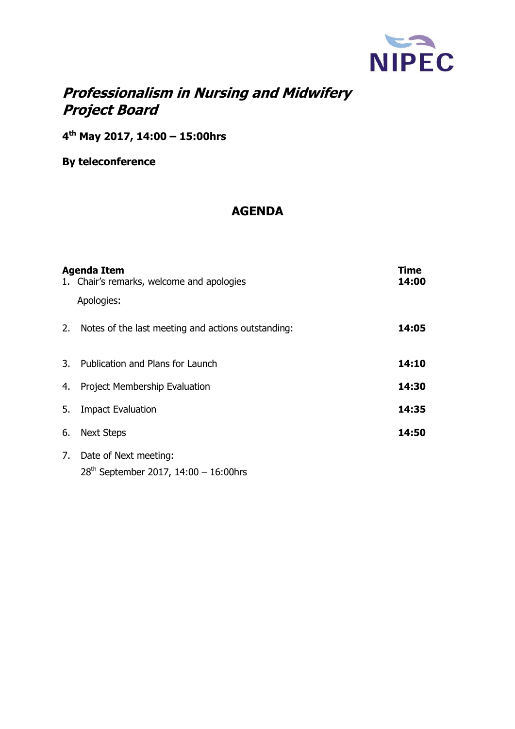NIPEC

# *Professionalism in Nursing and Midwifery Project Board*

**4th May 2017, 14:00 – 15:00hrs**

**By teleconference**

## AGENDA

| **Agenda Item** | **Time** |
|---|---|
| 1. Chair's remarks, welcome and apologies<br><br>Apologies: | **14:00** |
| 2. Notes of the last meeting and actions outstanding: | **14:05** |
| 3. Publication and Plans for Launch | **14:10** |
| 4. Project Membership Evaluation | **14:30** |
| 5. Impact Evaluation | **14:35** |
| 6. Next Steps | **14:50** |
| 7. Date of Next meeting:<br>28th September 2017, 14:00 – 16:00hrs | |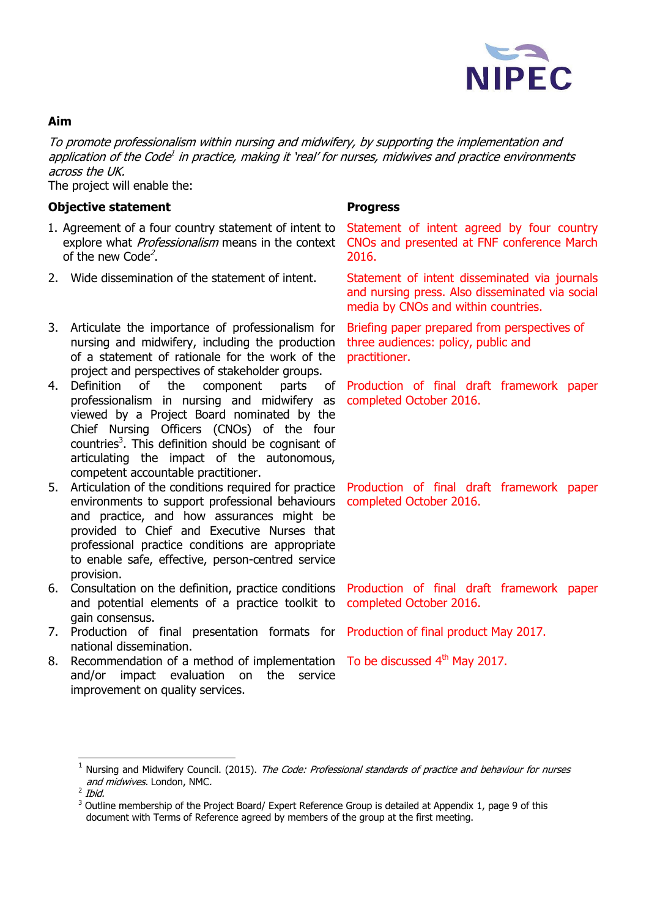NIPEC

**Aim**

*To promote professionalism within nursing and midwifery, by supporting the implementation and application of the Code*[1] *in practice, making it 'real' for nurses, midwives and practice environments across the UK.*

The project will enable the:

| Objective statement | Progress |
|---|---|
| 1. Agreement of a four country statement of intent to explore what *Professionalism* means in the context of the new Code[2]. | Statement of intent agreed by four country CNOs and presented at FNF conference March 2016. |
| 2. Wide dissemination of the statement of intent. | Statement of intent disseminated via journals and nursing press. Also disseminated via social media by CNOs and within countries. |
| 3. Articulate the importance of professionalism for nursing and midwifery, including the production of a statement of rationale for the work of the project and perspectives of stakeholder groups. | Briefing paper prepared from perspectives of three audiences: policy, public and practitioner. |
| 4. Definition of the component parts of professionalism in nursing and midwifery as viewed by a Project Board nominated by the Chief Nursing Officers (CNOs) of the four countries[3]. This definition should be cognisant of articulating the impact of the autonomous, competent accountable practitioner. | Production of final draft framework paper completed October 2016. |
| 5. Articulation of the conditions required for practice environments to support professional behaviours and practice, and how assurances might be provided to Chief and Executive Nurses that professional practice conditions are appropriate to enable safe, effective, person-centred service provision. | Production of final draft framework paper completed October 2016. |
| 6. Consultation on the definition, practice conditions and potential elements of a practice toolkit to gain consensus. | Production of final draft framework paper completed October 2016. |
| 7. Production of final presentation formats for national dissemination. | Production of final product May 2017. |
| 8. Recommendation of a method of implementation and/or impact evaluation on the service improvement on quality services. | To be discussed 4th May 2017. |

[1] Nursing and Midwifery Council. (2015). *The Code: Professional standards of practice and behaviour for nurses and midwives.* London, NMC.

[2] *Ibid.*

[3] Outline membership of the Project Board/ Expert Reference Group is detailed at Appendix 1, page 9 of this document with Terms of Reference agreed by members of the group at the first meeting.